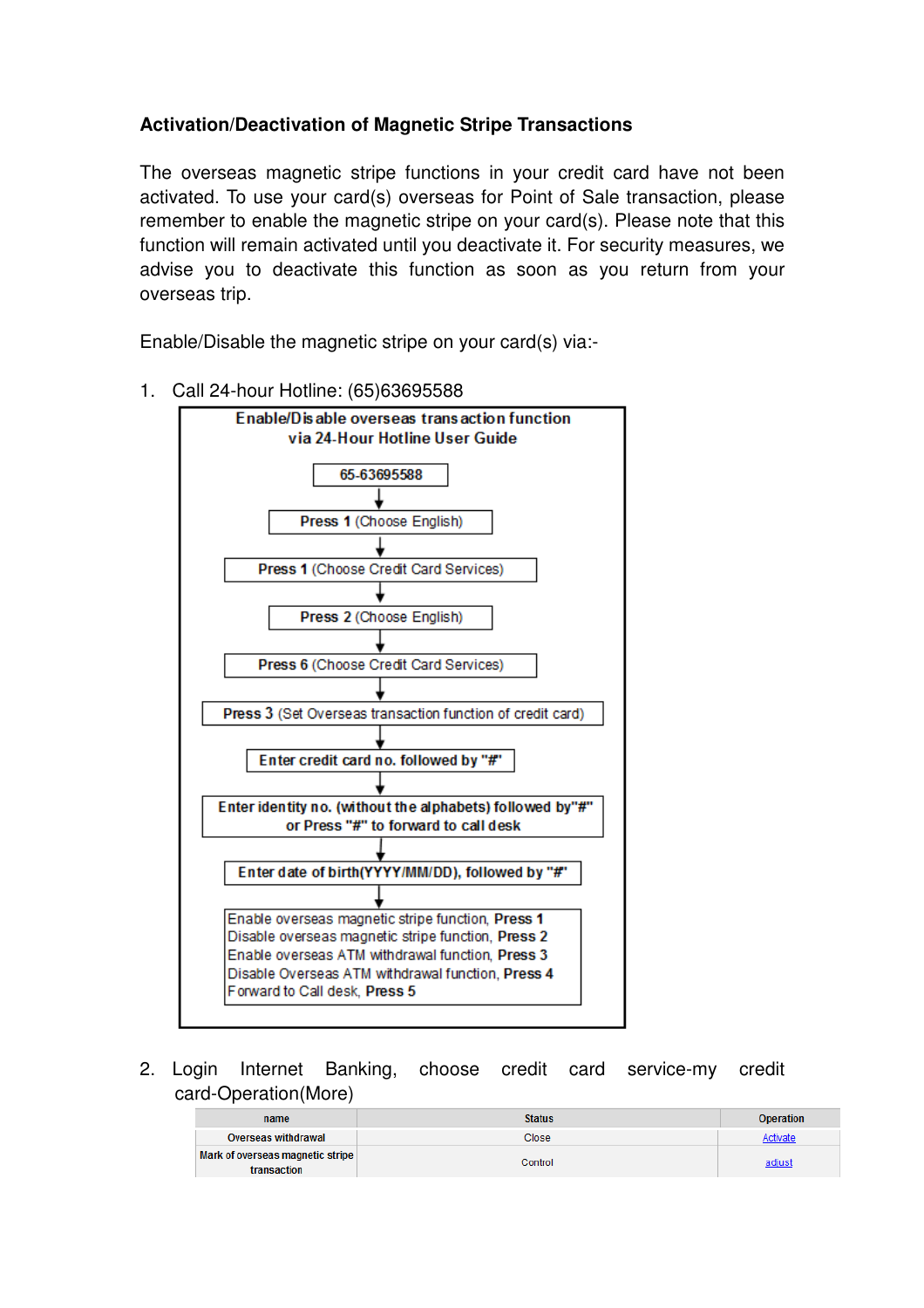# Activation/Deactivation of Magnetic Stripe Transactions

The overseas magnetic stripe functions in your credit card have not been activated. To use your card(s) overseas for Point of Sale transaction, please remember to enable the magnetic stripe on your card(s). Please note that this function will remain activated until you deactivate it. For security measures, we advise you to deactivate this function as soon as you return from your overseas trip.

Enable/Disable the magnetic stripe on your card(s) via:-

1. Call 24-hour Hotline: (65)63695588

**Enable/Disable overseas transaction function via 24-Hour Hotline User Guide**

**65-63695588**

↓

**Press 1** (Choose English)

↓

**Press 1** (Choose Credit Card Services)

↓

**Press 2** (Choose English)

↓

**Press 6** (Choose Credit Card Services)

↓

**Press 3** (Set Overseas transaction function of credit card)

↓

**Enter credit card no. followed by "#"**

↓

**Enter identity no. (without the alphabets) followed by"#" or Press "#" to forward to call desk**

↓

**Enter date of birth(YYYY/MM/DD), followed by "#"**

↓

Enable overseas magnetic stripe function, **Press 1**
Disable overseas magnetic stripe function, **Press 2**
Enable overseas ATM withdrawal function, **Press 3**
Disable Overseas ATM withdrawal function, **Press 4**
Forward to Call desk, **Press 5**

2. Login Internet Banking, choose credit card service-my credit card-Operation(More)

| name | Status | Operation |
|---|---|---|
| Overseas withdrawal | Close | Activate |
| Mark of overseas magnetic stripe transaction | Control | adjust |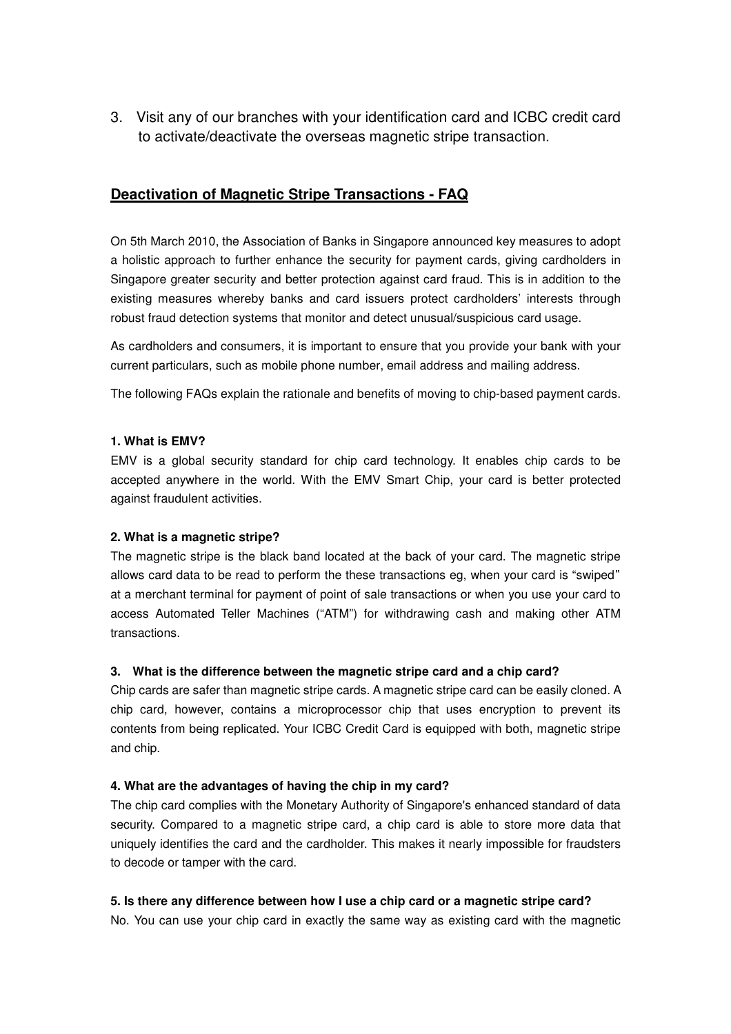3. Visit any of our branches with your identification card and ICBC credit card to activate/deactivate the overseas magnetic stripe transaction.

## Deactivation of Magnetic Stripe Transactions - FAQ

On 5th March 2010, the Association of Banks in Singapore announced key measures to adopt a holistic approach to further enhance the security for payment cards, giving cardholders in Singapore greater security and better protection against card fraud. This is in addition to the existing measures whereby banks and card issuers protect cardholders' interests through robust fraud detection systems that monitor and detect unusual/suspicious card usage.

As cardholders and consumers, it is important to ensure that you provide your bank with your current particulars, such as mobile phone number, email address and mailing address.

The following FAQs explain the rationale and benefits of moving to chip-based payment cards.

**1. What is EMV?**

EMV is a global security standard for chip card technology. It enables chip cards to be accepted anywhere in the world. With the EMV Smart Chip, your card is better protected against fraudulent activities.

**2. What is a magnetic stripe?**

The magnetic stripe is the black band located at the back of your card. The magnetic stripe allows card data to be read to perform the these transactions eg, when your card is "swiped" at a merchant terminal for payment of point of sale transactions or when you use your card to access Automated Teller Machines ("ATM") for withdrawing cash and making other ATM transactions.

**3. What is the difference between the magnetic stripe card and a chip card?**

Chip cards are safer than magnetic stripe cards. A magnetic stripe card can be easily cloned. A chip card, however, contains a microprocessor chip that uses encryption to prevent its contents from being replicated. Your ICBC Credit Card is equipped with both, magnetic stripe and chip.

**4. What are the advantages of having the chip in my card?**

The chip card complies with the Monetary Authority of Singapore's enhanced standard of data security. Compared to a magnetic stripe card, a chip card is able to store more data that uniquely identifies the card and the cardholder. This makes it nearly impossible for fraudsters to decode or tamper with the card.

**5. Is there any difference between how I use a chip card or a magnetic stripe card?**

No. You can use your chip card in exactly the same way as existing card with the magnetic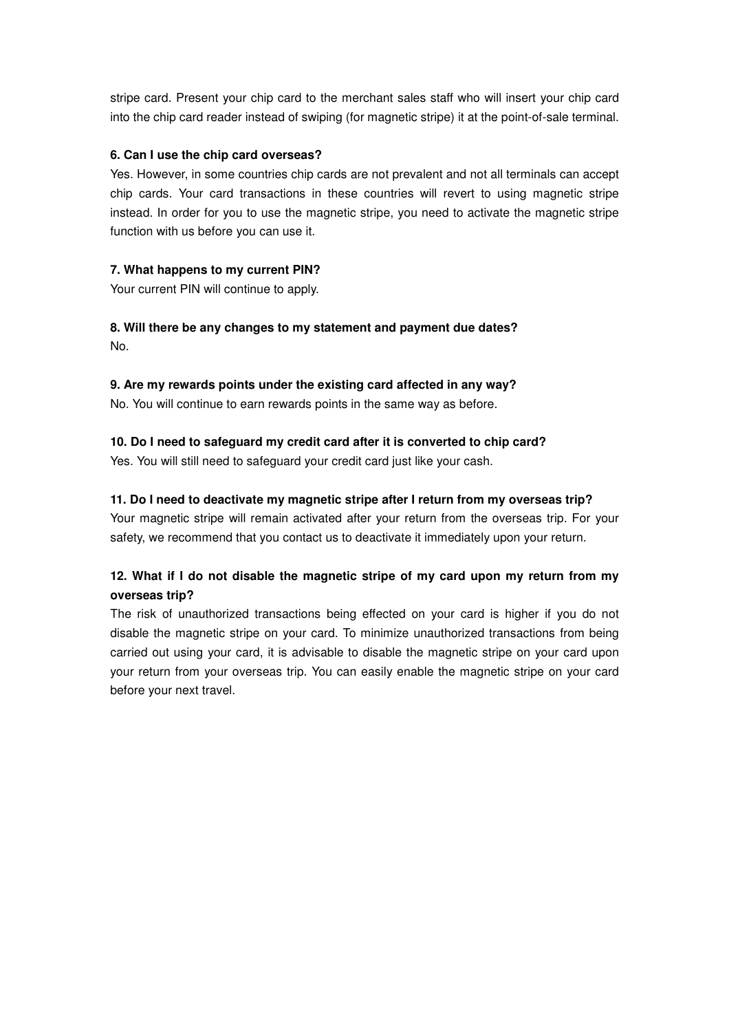stripe card. Present your chip card to the merchant sales staff who will insert your chip card into the chip card reader instead of swiping (for magnetic stripe) it at the point-of-sale terminal.

**6. Can I use the chip card overseas?**

Yes. However, in some countries chip cards are not prevalent and not all terminals can accept chip cards. Your card transactions in these countries will revert to using magnetic stripe instead. In order for you to use the magnetic stripe, you need to activate the magnetic stripe function with us before you can use it.

**7. What happens to my current PIN?**

Your current PIN will continue to apply.

**8. Will there be any changes to my statement and payment due dates?**

No.

**9. Are my rewards points under the existing card affected in any way?**

No. You will continue to earn rewards points in the same way as before.

**10. Do I need to safeguard my credit card after it is converted to chip card?**

Yes. You will still need to safeguard your credit card just like your cash.

**11. Do I need to deactivate my magnetic stripe after I return from my overseas trip?**

Your magnetic stripe will remain activated after your return from the overseas trip. For your safety, we recommend that you contact us to deactivate it immediately upon your return.

**12. What if I do not disable the magnetic stripe of my card upon my return from my overseas trip?**

The risk of unauthorized transactions being effected on your card is higher if you do not disable the magnetic stripe on your card. To minimize unauthorized transactions from being carried out using your card, it is advisable to disable the magnetic stripe on your card upon your return from your overseas trip. You can easily enable the magnetic stripe on your card before your next travel.